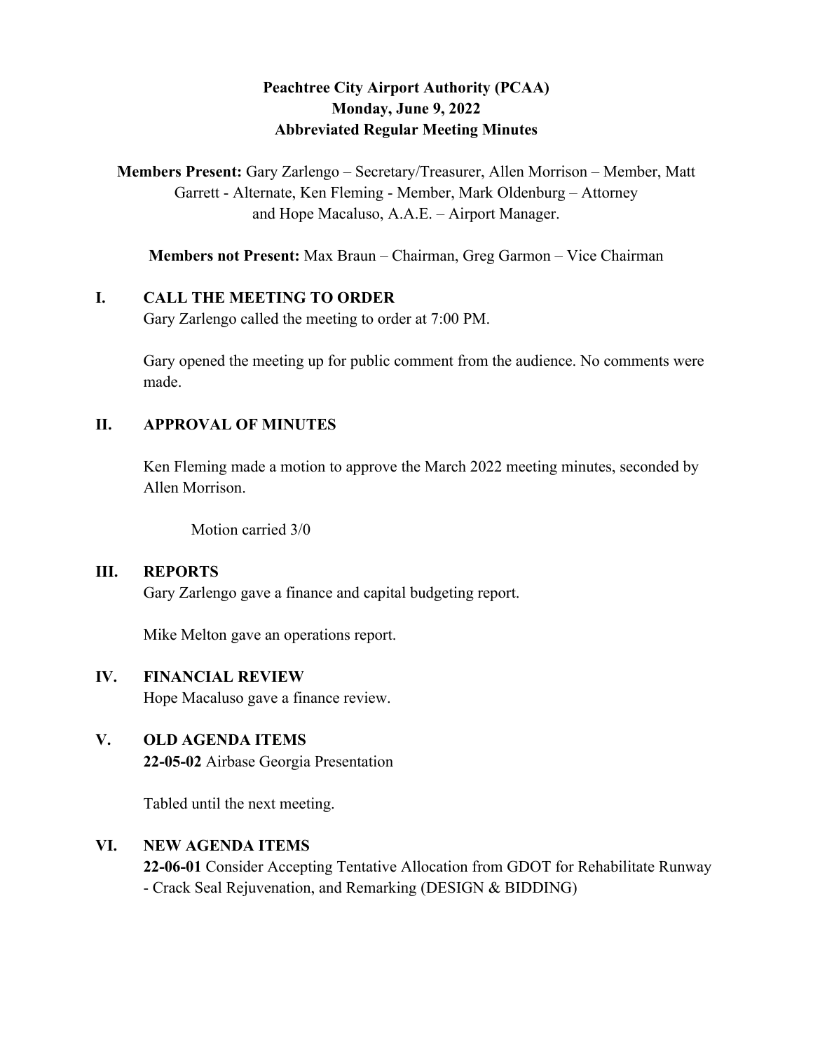# Peachtree City Airport Authority (PCAA)
# Monday, June 9, 2022
# Abbreviated Regular Meeting Minutes

**Members Present:** Gary Zarlengo – Secretary/Treasurer, Allen Morrison – Member, Matt Garrett - Alternate, Ken Fleming - Member, Mark Oldenburg – Attorney and Hope Macaluso, A.A.E. – Airport Manager.

**Members not Present:** Max Braun – Chairman, Greg Garmon – Vice Chairman

## I. CALL THE MEETING TO ORDER

Gary Zarlengo called the meeting to order at 7:00 PM.

Gary opened the meeting up for public comment from the audience. No comments were made.

## II. APPROVAL OF MINUTES

Ken Fleming made a motion to approve the March 2022 meeting minutes, seconded by Allen Morrison.

Motion carried 3/0

## III. REPORTS

Gary Zarlengo gave a finance and capital budgeting report.

Mike Melton gave an operations report.

## IV. FINANCIAL REVIEW

Hope Macaluso gave a finance review.

## V. OLD AGENDA ITEMS

**22-05-02** Airbase Georgia Presentation

Tabled until the next meeting.

## VI. NEW AGENDA ITEMS

**22-06-01** Consider Accepting Tentative Allocation from GDOT for Rehabilitate Runway - Crack Seal Rejuvenation, and Remarking (DESIGN & BIDDING)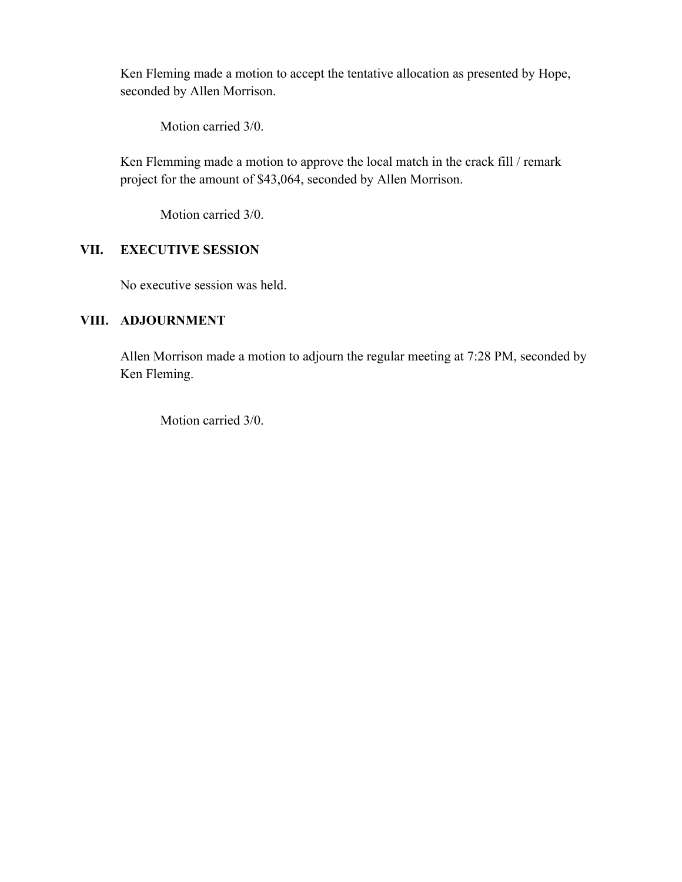Ken Fleming made a motion to accept the tentative allocation as presented by Hope, seconded by Allen Morrison.

Motion carried 3/0.

Ken Flemming made a motion to approve the local match in the crack fill / remark project for the amount of $43,064, seconded by Allen Morrison.

Motion carried 3/0.

## VII. EXECUTIVE SESSION

No executive session was held.

## VIII. ADJOURNMENT

Allen Morrison made a motion to adjourn the regular meeting at 7:28 PM, seconded by Ken Fleming.

Motion carried 3/0.